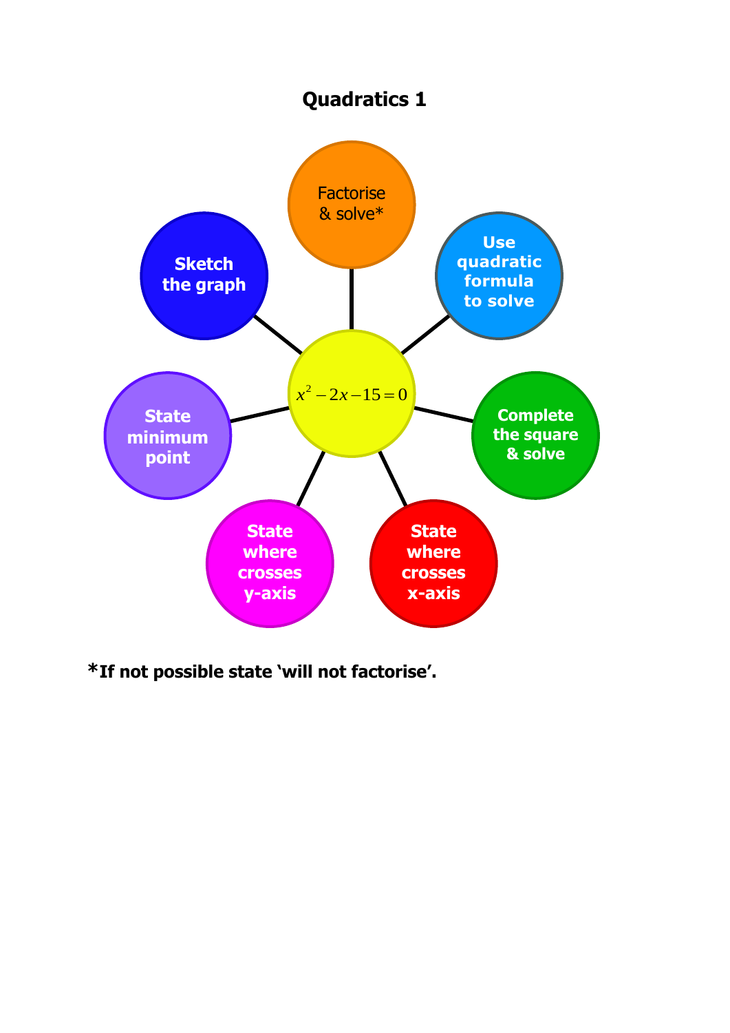# Quadratics 1

$x^2 - 2x - 15 = 0$

- Factorise & solve*
- Use quadratic formula to solve
- Complete the square & solve
- State where crosses x-axis
- State where crosses y-axis
- State minimum point
- Sketch the graph

***If not possible state 'will not factorise'.**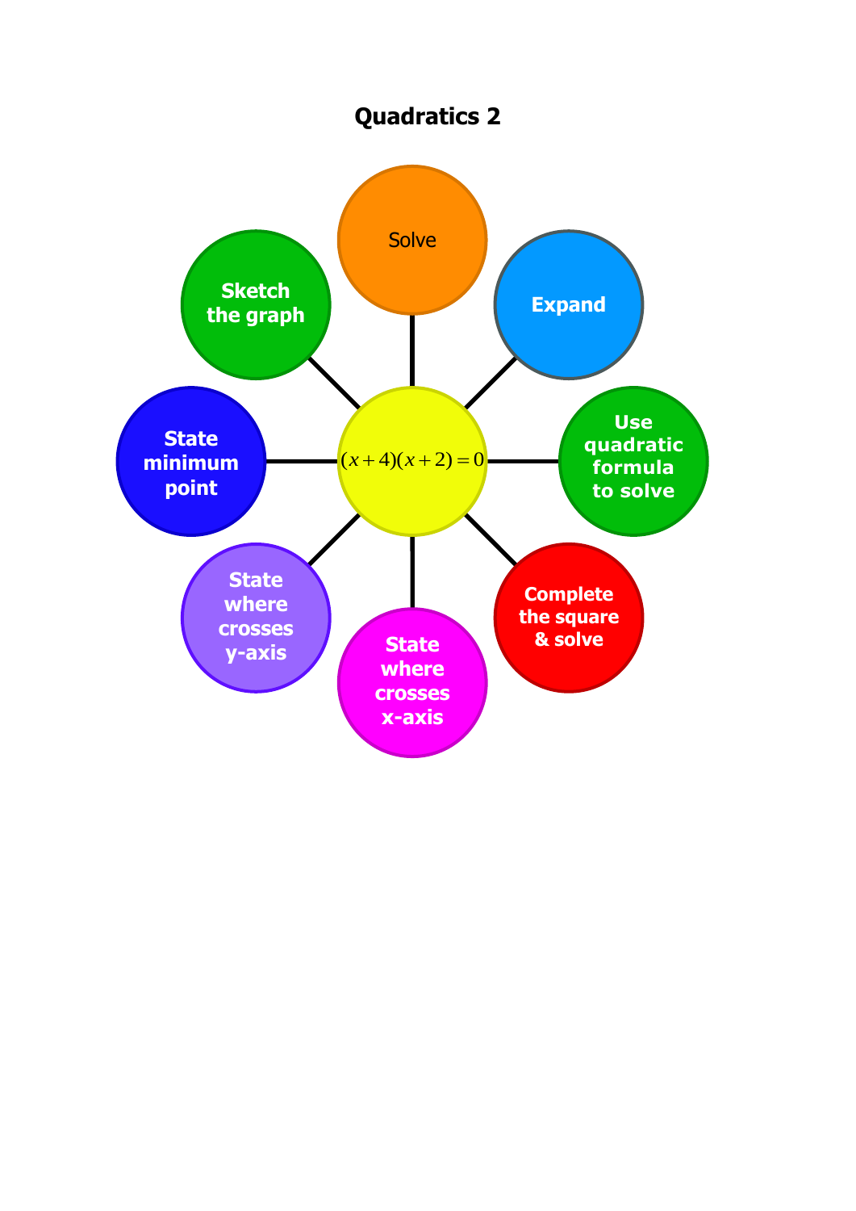# Quadratics 2

$$(x+4)(x+2)=0$$

- Solve
- Expand
- Use quadratic formula to solve
- Complete the square & solve
- State where crosses x-axis
- State where crosses y-axis
- State minimum point
- Sketch the graph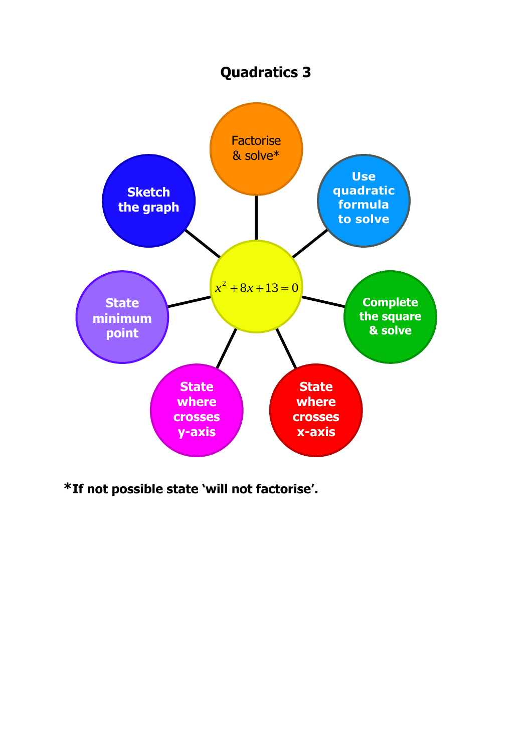# Quadratics 3

$$x^2 + 8x + 13 = 0$$

- Factorise & solve*
- Use quadratic formula to solve
- Complete the square & solve
- State where crosses x-axis
- State where crosses y-axis
- State minimum point
- Sketch the graph

**\*If not possible state 'will not factorise'.**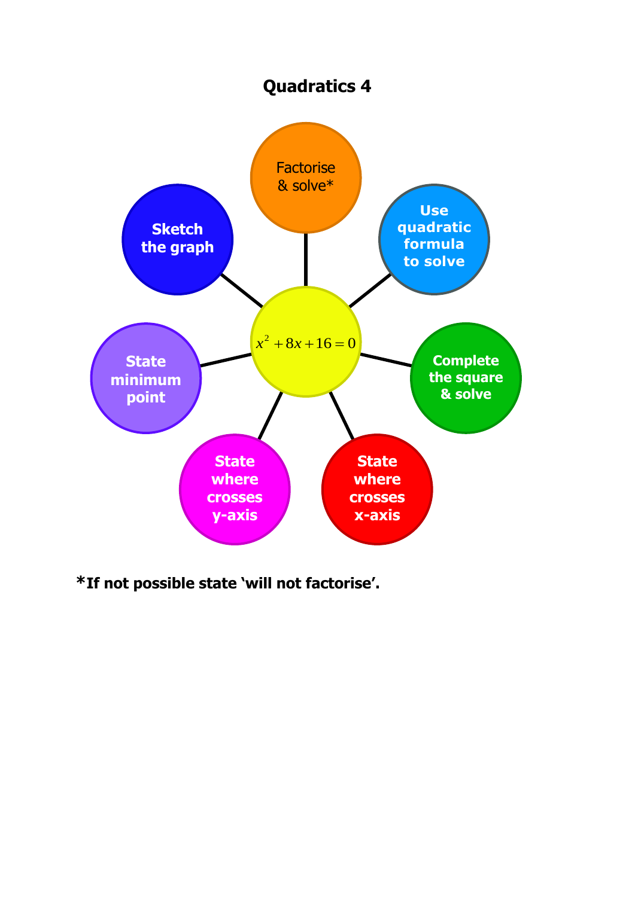# Quadratics 4

$$x^2 + 8x + 16 = 0$$

- Factorise & solve*
- Use quadratic formula to solve
- Complete the square & solve
- State where crosses x-axis
- State where crosses y-axis
- State minimum point
- Sketch the graph

**\*If not possible state 'will not factorise'.**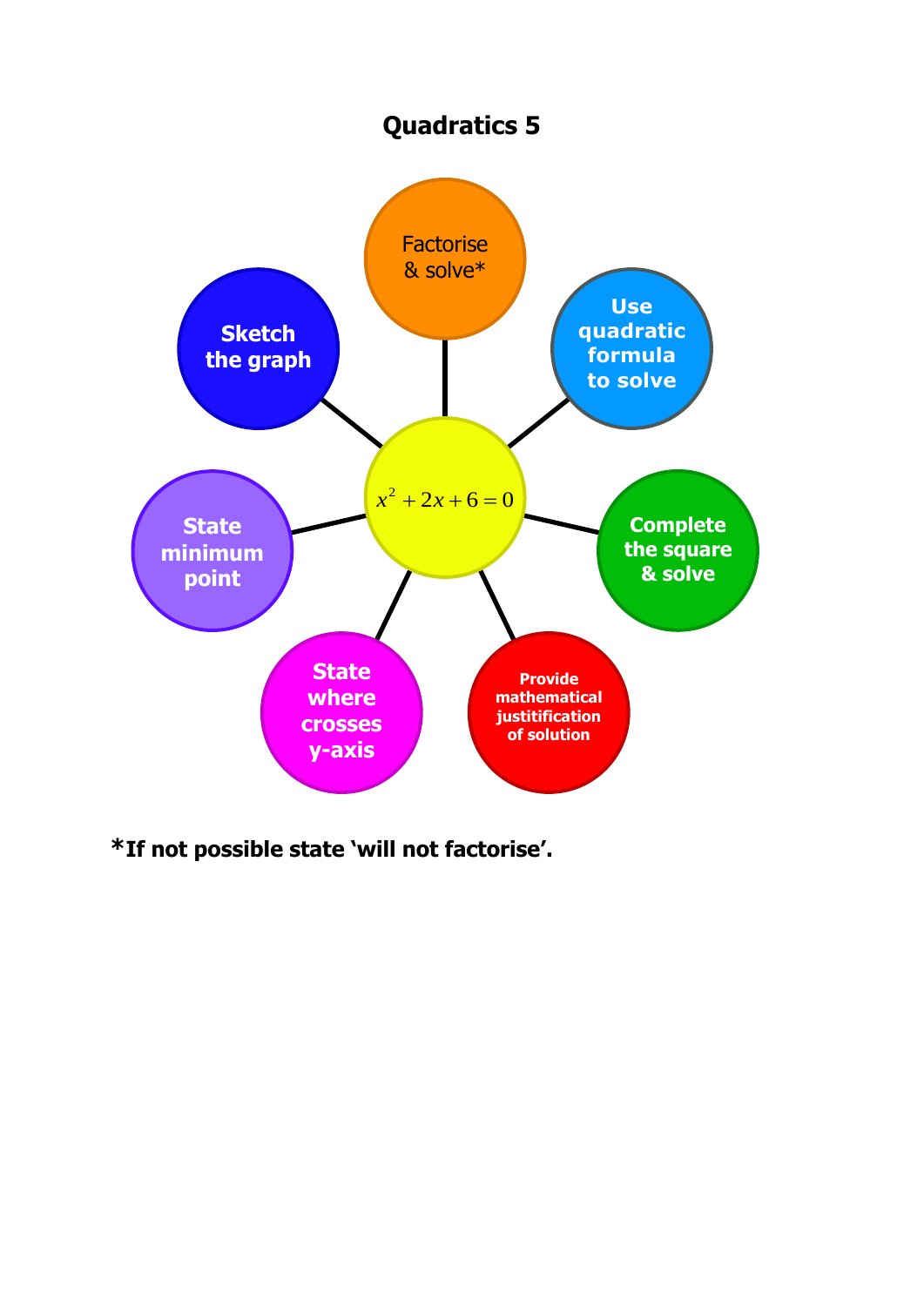# Quadratics 5

$x^2 + 2x + 6 = 0$

- Factorise & solve*
- Use quadratic formula to solve
- Complete the square & solve
- Provide mathematical justitification of solution
- State where crosses y-axis
- State minimum point
- Sketch the graph

***If not possible state 'will not factorise'.**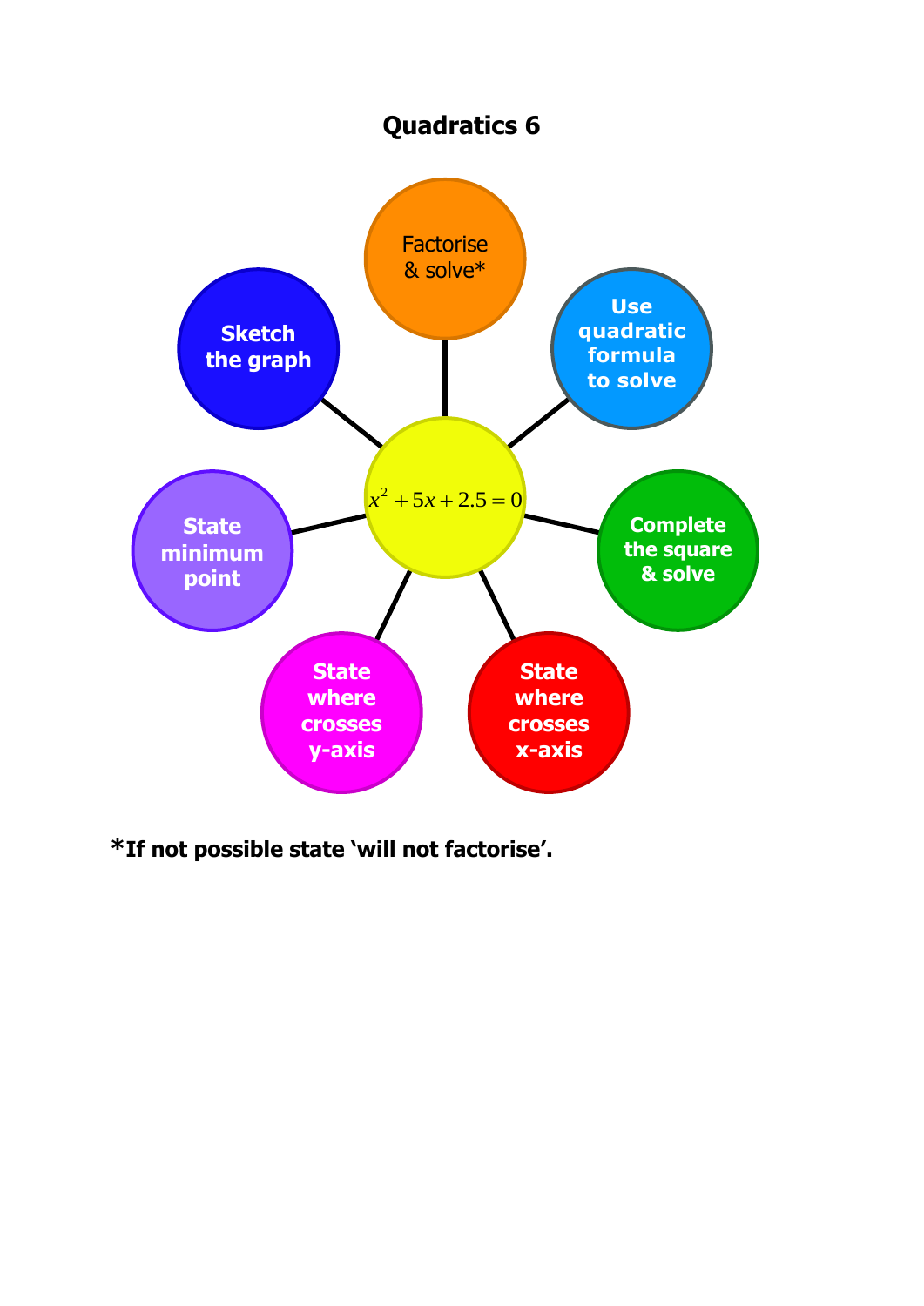# Quadratics 6

$x^2 + 5x + 2.5 = 0$

Factorise & solve*

Use quadratic formula to solve

Complete the square & solve

State where crosses x-axis

State where crosses y-axis

State minimum point

Sketch the graph

**\*If not possible state 'will not factorise'.**